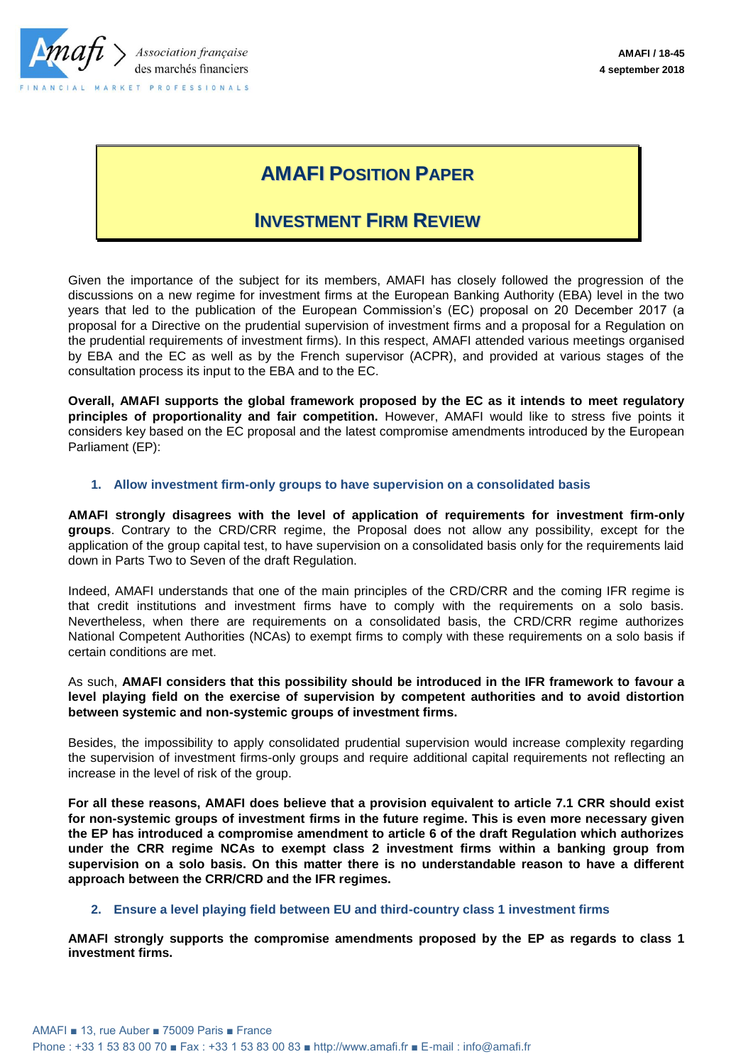AMAFI / 18-45
4 september 2018

# AMAFI POSITION PAPER

# INVESTMENT FIRM REVIEW

Given the importance of the subject for its members, AMAFI has closely followed the progression of the discussions on a new regime for investment firms at the European Banking Authority (EBA) level in the two years that led to the publication of the European Commission's (EC) proposal on 20 December 2017 (a proposal for a Directive on the prudential supervision of investment firms and a proposal for a Regulation on the prudential requirements of investment firms). In this respect, AMAFI attended various meetings organised by EBA and the EC as well as by the French supervisor (ACPR), and provided at various stages of the consultation process its input to the EBA and to the EC.

**Overall, AMAFI supports the global framework proposed by the EC as it intends to meet regulatory principles of proportionality and fair competition.** However, AMAFI would like to stress five points it considers key based on the EC proposal and the latest compromise amendments introduced by the European Parliament (EP):

## 1. Allow investment firm-only groups to have supervision on a consolidated basis

**AMAFI strongly disagrees with the level of application of requirements for investment firm-only groups**. Contrary to the CRD/CRR regime, the Proposal does not allow any possibility, except for the application of the group capital test, to have supervision on a consolidated basis only for the requirements laid down in Parts Two to Seven of the draft Regulation.

Indeed, AMAFI understands that one of the main principles of the CRD/CRR and the coming IFR regime is that credit institutions and investment firms have to comply with the requirements on a solo basis. Nevertheless, when there are requirements on a consolidated basis, the CRD/CRR regime authorizes National Competent Authorities (NCAs) to exempt firms to comply with these requirements on a solo basis if certain conditions are met.

As such, **AMAFI considers that this possibility should be introduced in the IFR framework to favour a level playing field on the exercise of supervision by competent authorities and to avoid distortion between systemic and non-systemic groups of investment firms.**

Besides, the impossibility to apply consolidated prudential supervision would increase complexity regarding the supervision of investment firms-only groups and require additional capital requirements not reflecting an increase in the level of risk of the group.

**For all these reasons, AMAFI does believe that a provision equivalent to article 7.1 CRR should exist for non-systemic groups of investment firms in the future regime. This is even more necessary given the EP has introduced a compromise amendment to article 6 of the draft Regulation which authorizes under the CRR regime NCAs to exempt class 2 investment firms within a banking group from supervision on a solo basis. On this matter there is no understandable reason to have a different approach between the CRR/CRD and the IFR regimes.**

## 2. Ensure a level playing field between EU and third-country class 1 investment firms

**AMAFI strongly supports the compromise amendments proposed by the EP as regards to class 1 investment firms.**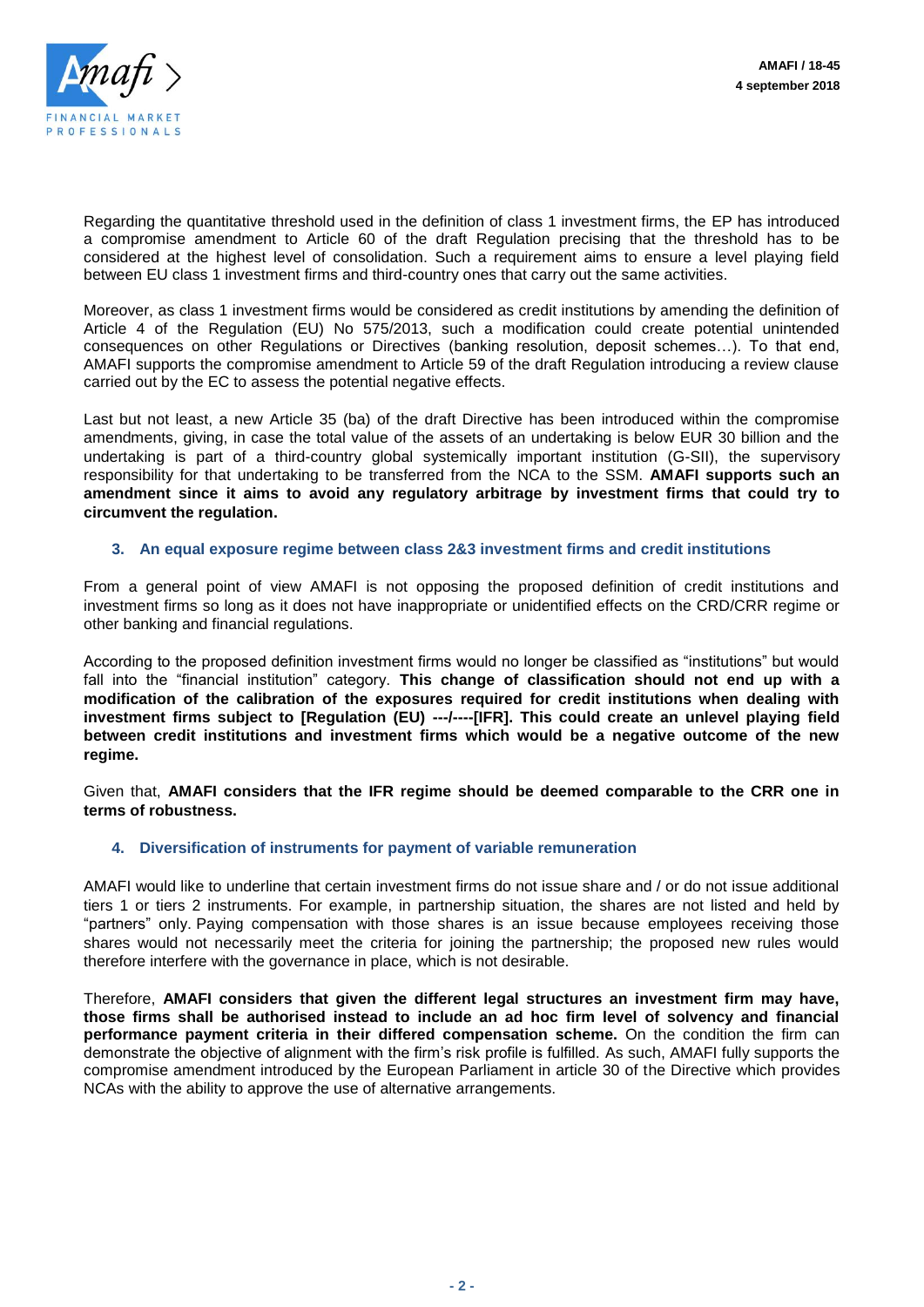Regarding the quantitative threshold used in the definition of class 1 investment firms, the EP has introduced a compromise amendment to Article 60 of the draft Regulation precising that the threshold has to be considered at the highest level of consolidation. Such a requirement aims to ensure a level playing field between EU class 1 investment firms and third-country ones that carry out the same activities.

Moreover, as class 1 investment firms would be considered as credit institutions by amending the definition of Article 4 of the Regulation (EU) No 575/2013, such a modification could create potential unintended consequences on other Regulations or Directives (banking resolution, deposit schemes…). To that end, AMAFI supports the compromise amendment to Article 59 of the draft Regulation introducing a review clause carried out by the EC to assess the potential negative effects.

Last but not least, a new Article 35 (ba) of the draft Directive has been introduced within the compromise amendments, giving, in case the total value of the assets of an undertaking is below EUR 30 billion and the undertaking is part of a third-country global systemically important institution (G-SII), the supervisory responsibility for that undertaking to be transferred from the NCA to the SSM. **AMAFI supports such an amendment since it aims to avoid any regulatory arbitrage by investment firms that could try to circumvent the regulation.**

### 3. An equal exposure regime between class 2&3 investment firms and credit institutions

From a general point of view AMAFI is not opposing the proposed definition of credit institutions and investment firms so long as it does not have inappropriate or unidentified effects on the CRD/CRR regime or other banking and financial regulations.

According to the proposed definition investment firms would no longer be classified as "institutions" but would fall into the "financial institution" category. **This change of classification should not end up with a modification of the calibration of the exposures required for credit institutions when dealing with investment firms subject to [Regulation (EU) ---/----[IFR]. This could create an unlevel playing field between credit institutions and investment firms which would be a negative outcome of the new regime.**

Given that, **AMAFI considers that the IFR regime should be deemed comparable to the CRR one in terms of robustness.**

### 4. Diversification of instruments for payment of variable remuneration

AMAFI would like to underline that certain investment firms do not issue share and / or do not issue additional tiers 1 or tiers 2 instruments. For example, in partnership situation, the shares are not listed and held by "partners" only. Paying compensation with those shares is an issue because employees receiving those shares would not necessarily meet the criteria for joining the partnership; the proposed new rules would therefore interfere with the governance in place, which is not desirable.

Therefore, **AMAFI considers that given the different legal structures an investment firm may have, those firms shall be authorised instead to include an ad hoc firm level of solvency and financial performance payment criteria in their differed compensation scheme.** On the condition the firm can demonstrate the objective of alignment with the firm's risk profile is fulfilled. As such, AMAFI fully supports the compromise amendment introduced by the European Parliament in article 30 of the Directive which provides NCAs with the ability to approve the use of alternative arrangements.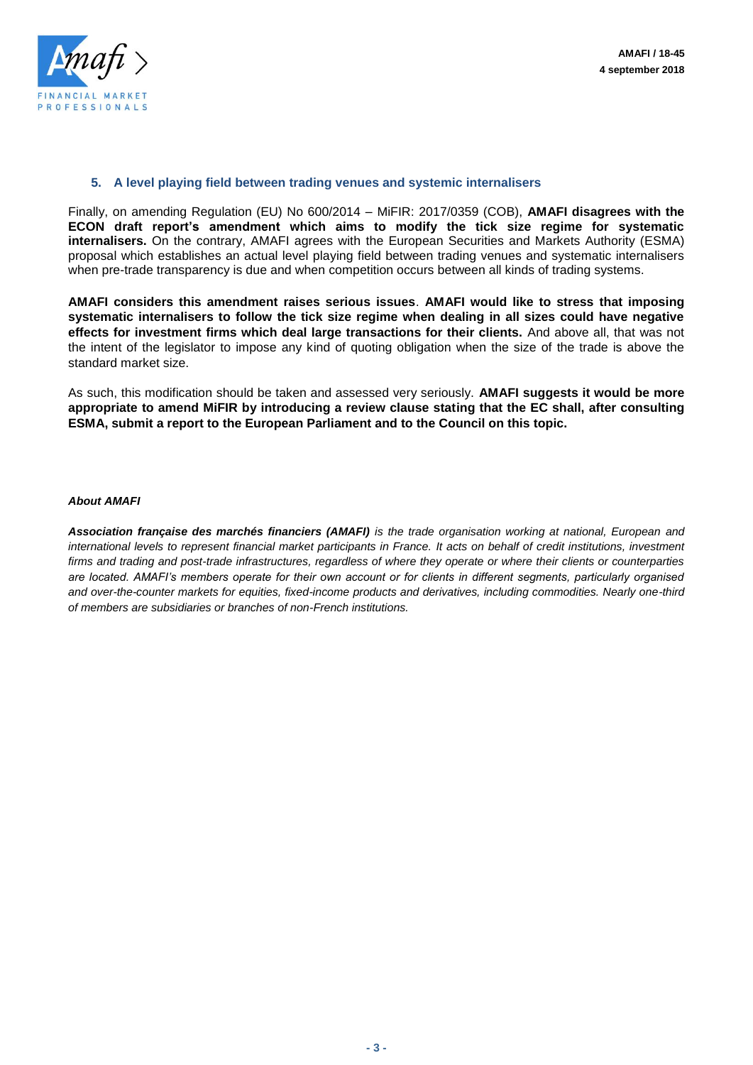AMAFI / 18-45
4 september 2018

### 5. A level playing field between trading venues and systemic internalisers

Finally, on amending Regulation (EU) No 600/2014 – MiFIR: 2017/0359 (COB), **AMAFI disagrees with the ECON draft report's amendment which aims to modify the tick size regime for systematic internalisers.** On the contrary, AMAFI agrees with the European Securities and Markets Authority (ESMA) proposal which establishes an actual level playing field between trading venues and systematic internalisers when pre-trade transparency is due and when competition occurs between all kinds of trading systems.

**AMAFI considers this amendment raises serious issues**. **AMAFI would like to stress that imposing systematic internalisers to follow the tick size regime when dealing in all sizes could have negative effects for investment firms which deal large transactions for their clients.** And above all, that was not the intent of the legislator to impose any kind of quoting obligation when the size of the trade is above the standard market size.

As such, this modification should be taken and assessed very seriously. **AMAFI suggests it would be more appropriate to amend MiFIR by introducing a review clause stating that the EC shall, after consulting ESMA, submit a report to the European Parliament and to the Council on this topic.**

***About AMAFI***

***Association française des marchés financiers (AMAFI)*** *is the trade organisation working at national, European and international levels to represent financial market participants in France. It acts on behalf of credit institutions, investment firms and trading and post-trade infrastructures, regardless of where they operate or where their clients or counterparties are located. AMAFI's members operate for their own account or for clients in different segments, particularly organised and over-the-counter markets for equities, fixed-income products and derivatives, including commodities. Nearly one-third of members are subsidiaries or branches of non-French institutions.*